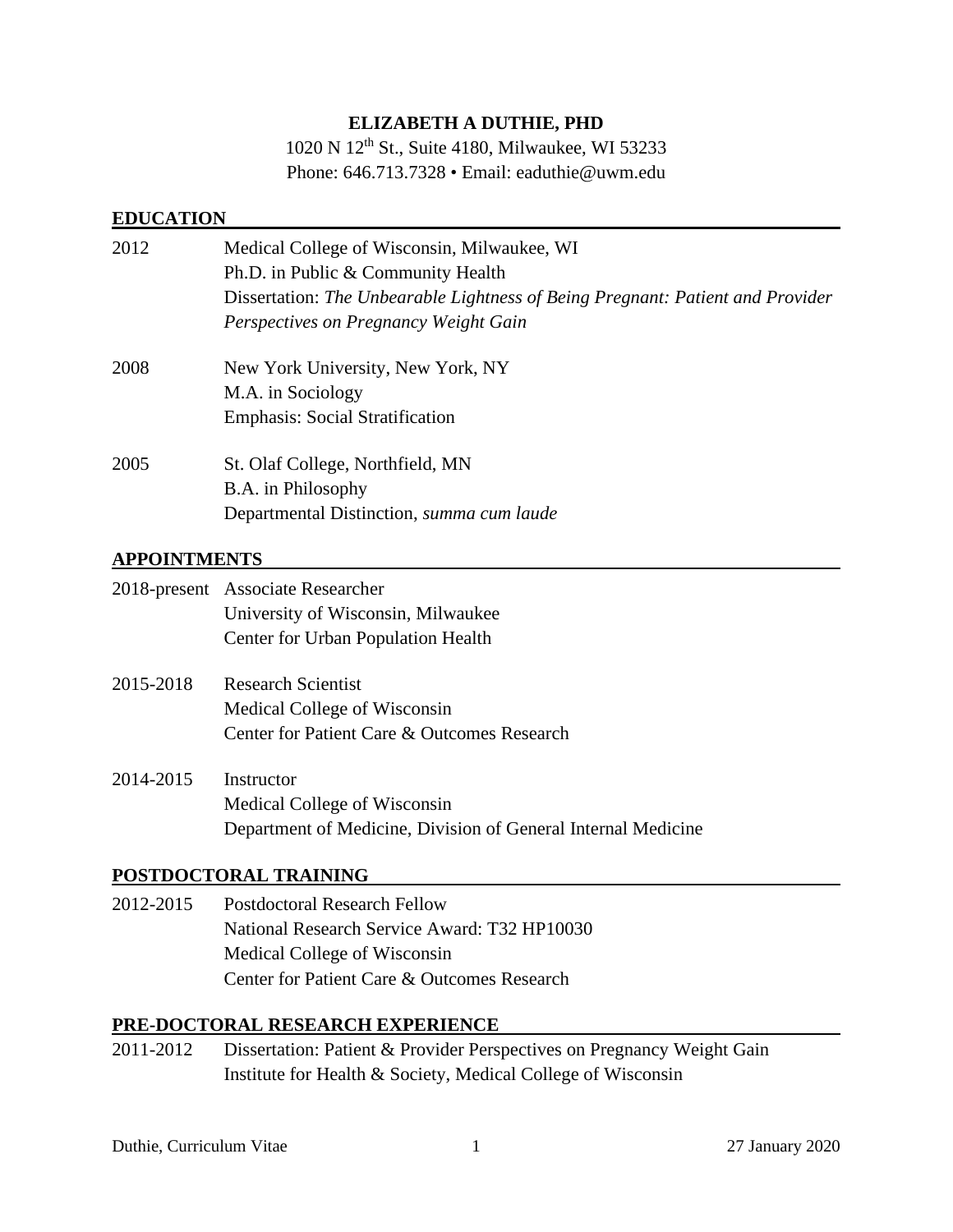# ELIZABETH A DUTHIE, PHD

1020 N 12th St., Suite 4180, Milwaukee, WI 53233
Phone: 646.713.7328 • Email: eaduthie@uwm.edu

## EDUCATION

2012 Medical College of Wisconsin, Milwaukee, WI
Ph.D. in Public & Community Health
Dissertation: *The Unbearable Lightness of Being Pregnant: Patient and Provider Perspectives on Pregnancy Weight Gain*

2008 New York University, New York, NY
M.A. in Sociology
Emphasis: Social Stratification

2005 St. Olaf College, Northfield, MN
B.A. in Philosophy
Departmental Distinction, *summa cum laude*

## APPOINTMENTS

2018-present Associate Researcher
University of Wisconsin, Milwaukee
Center for Urban Population Health

2015-2018 Research Scientist
Medical College of Wisconsin
Center for Patient Care & Outcomes Research

2014-2015 Instructor
Medical College of Wisconsin
Department of Medicine, Division of General Internal Medicine

## POSTDOCTORAL TRAINING

2012-2015 Postdoctoral Research Fellow
National Research Service Award: T32 HP10030
Medical College of Wisconsin
Center for Patient Care & Outcomes Research

## PRE-DOCTORAL RESEARCH EXPERIENCE

2011-2012 Dissertation: Patient & Provider Perspectives on Pregnancy Weight Gain
Institute for Health & Society, Medical College of Wisconsin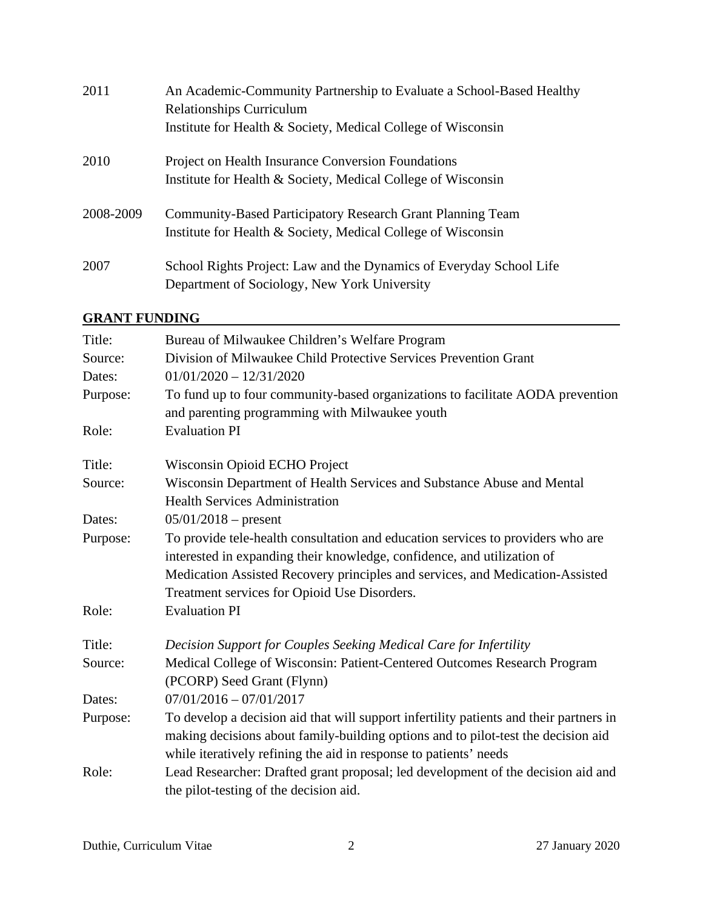2011 An Academic-Community Partnership to Evaluate a School-Based Healthy Relationships Curriculum
Institute for Health & Society, Medical College of Wisconsin

2010 Project on Health Insurance Conversion Foundations
Institute for Health & Society, Medical College of Wisconsin

2008-2009 Community-Based Participatory Research Grant Planning Team
Institute for Health & Society, Medical College of Wisconsin

2007 School Rights Project: Law and the Dynamics of Everyday School Life
Department of Sociology, New York University

## GRANT FUNDING

Title: Bureau of Milwaukee Children's Welfare Program
Source: Division of Milwaukee Child Protective Services Prevention Grant
Dates: 01/01/2020 – 12/31/2020
Purpose: To fund up to four community-based organizations to facilitate AODA prevention and parenting programming with Milwaukee youth
Role: Evaluation PI

Title: Wisconsin Opioid ECHO Project
Source: Wisconsin Department of Health Services and Substance Abuse and Mental Health Services Administration
Dates: 05/01/2018 – present
Purpose: To provide tele-health consultation and education services to providers who are interested in expanding their knowledge, confidence, and utilization of Medication Assisted Recovery principles and services, and Medication-Assisted Treatment services for Opioid Use Disorders.
Role: Evaluation PI

Title: *Decision Support for Couples Seeking Medical Care for Infertility*
Source: Medical College of Wisconsin: Patient-Centered Outcomes Research Program (PCORP) Seed Grant (Flynn)
Dates: 07/01/2016 – 07/01/2017
Purpose: To develop a decision aid that will support infertility patients and their partners in making decisions about family-building options and to pilot-test the decision aid while iteratively refining the aid in response to patients' needs
Role: Lead Researcher: Drafted grant proposal; led development of the decision aid and the pilot-testing of the decision aid.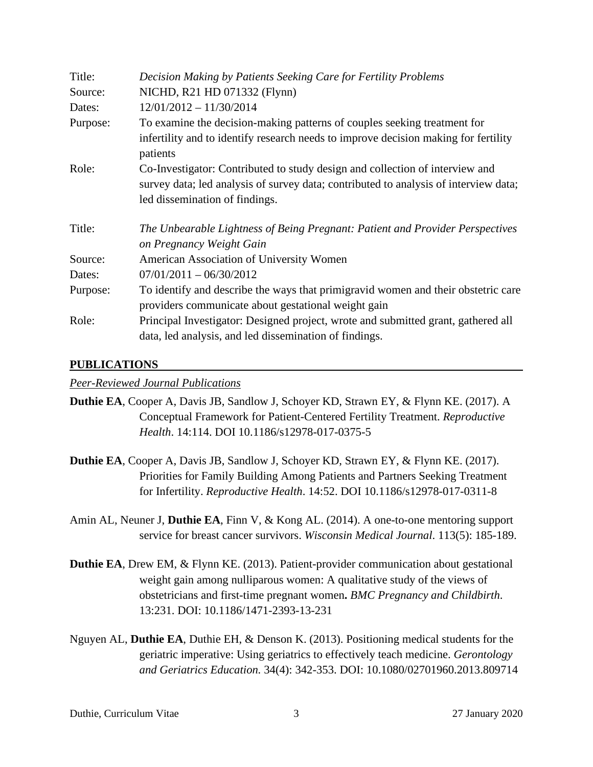Title: *Decision Making by Patients Seeking Care for Fertility Problems*
Source: NICHD, R21 HD 071332 (Flynn)
Dates: 12/01/2012 – 11/30/2014
Purpose: To examine the decision-making patterns of couples seeking treatment for infertility and to identify research needs to improve decision making for fertility patients
Role: Co-Investigator: Contributed to study design and collection of interview and survey data; led analysis of survey data; contributed to analysis of interview data; led dissemination of findings.

Title: *The Unbearable Lightness of Being Pregnant: Patient and Provider Perspectives on Pregnancy Weight Gain*
Source: American Association of University Women
Dates: 07/01/2011 – 06/30/2012
Purpose: To identify and describe the ways that primigravid women and their obstetric care providers communicate about gestational weight gain
Role: Principal Investigator: Designed project, wrote and submitted grant, gathered all data, led analysis, and led dissemination of findings.

## PUBLICATIONS

*Peer-Reviewed Journal Publications*

**Duthie EA**, Cooper A, Davis JB, Sandlow J, Schoyer KD, Strawn EY, & Flynn KE. (2017). A Conceptual Framework for Patient-Centered Fertility Treatment. *Reproductive Health*. 14:114. DOI 10.1186/s12978-017-0375-5

**Duthie EA**, Cooper A, Davis JB, Sandlow J, Schoyer KD, Strawn EY, & Flynn KE. (2017). Priorities for Family Building Among Patients and Partners Seeking Treatment for Infertility. *Reproductive Health*. 14:52. DOI 10.1186/s12978-017-0311-8

Amin AL, Neuner J, **Duthie EA**, Finn V, & Kong AL. (2014). A one-to-one mentoring support service for breast cancer survivors. *Wisconsin Medical Journal*. 113(5): 185-189.

**Duthie EA**, Drew EM, & Flynn KE. (2013). Patient-provider communication about gestational weight gain among nulliparous women: A qualitative study of the views of obstetricians and first-time pregnant women**.** *BMC Pregnancy and Childbirth*. 13:231. DOI: 10.1186/1471-2393-13-231

Nguyen AL, **Duthie EA**, Duthie EH, & Denson K. (2013). Positioning medical students for the geriatric imperative: Using geriatrics to effectively teach medicine. *Gerontology and Geriatrics Education.* 34(4): 342-353. DOI: 10.1080/02701960.2013.809714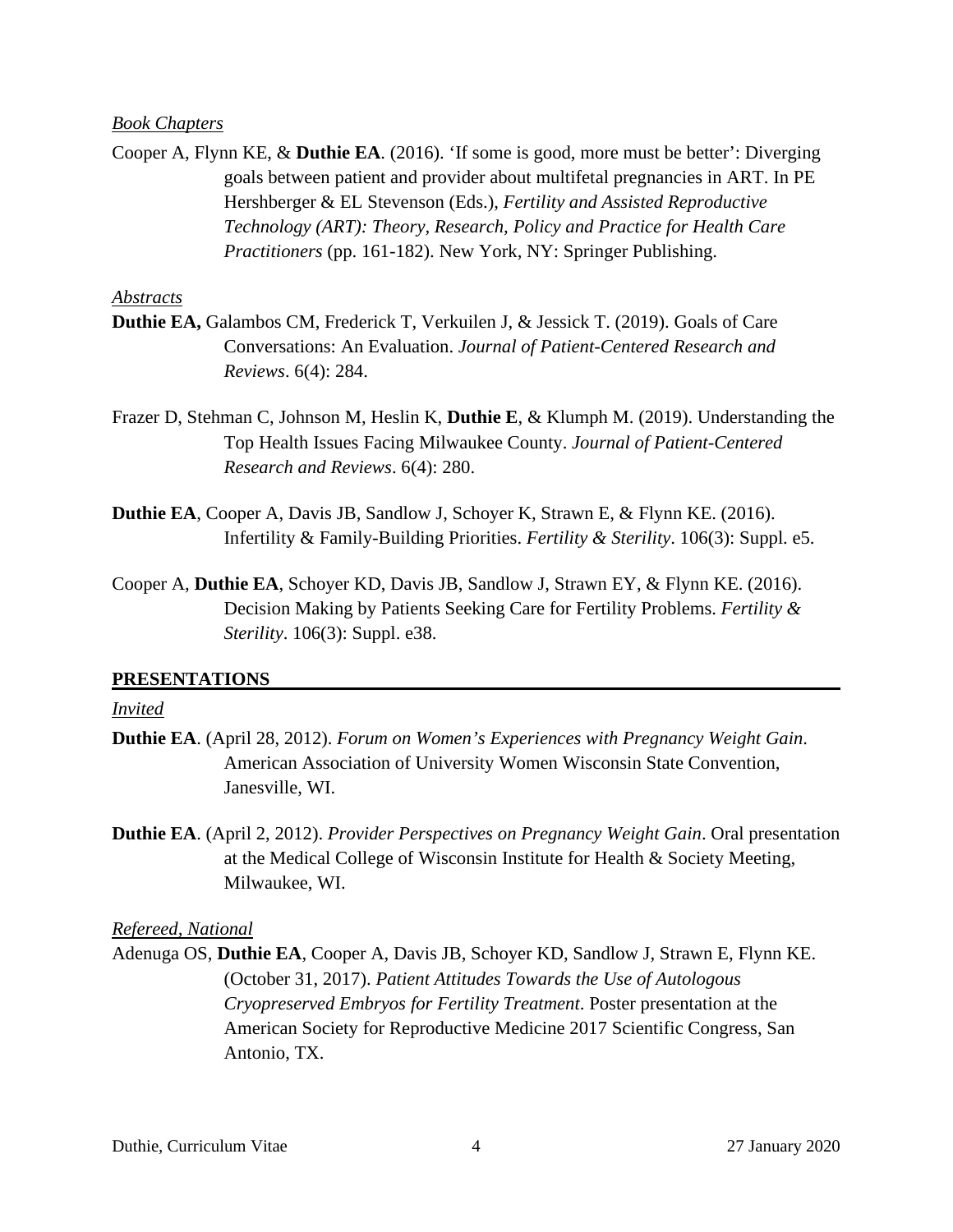*Book Chapters*

Cooper A, Flynn KE, & **Duthie EA**. (2016). 'If some is good, more must be better': Diverging goals between patient and provider about multifetal pregnancies in ART. In PE Hershberger & EL Stevenson (Eds.), *Fertility and Assisted Reproductive Technology (ART): Theory, Research, Policy and Practice for Health Care Practitioners* (pp. 161-182). New York, NY: Springer Publishing.

*Abstracts*

**Duthie EA,** Galambos CM, Frederick T, Verkuilen J, & Jessick T. (2019). Goals of Care Conversations: An Evaluation. *Journal of Patient-Centered Research and Reviews*. 6(4): 284.

Frazer D, Stehman C, Johnson M, Heslin K, **Duthie E**, & Klumph M. (2019). Understanding the Top Health Issues Facing Milwaukee County. *Journal of Patient-Centered Research and Reviews*. 6(4): 280.

**Duthie EA**, Cooper A, Davis JB, Sandlow J, Schoyer K, Strawn E, & Flynn KE. (2016). Infertility & Family-Building Priorities. *Fertility & Sterility*. 106(3): Suppl. e5.

Cooper A, **Duthie EA**, Schoyer KD, Davis JB, Sandlow J, Strawn EY, & Flynn KE. (2016). Decision Making by Patients Seeking Care for Fertility Problems. *Fertility & Sterility*. 106(3): Suppl. e38.

## PRESENTATIONS

*Invited*

**Duthie EA**. (April 28, 2012). *Forum on Women's Experiences with Pregnancy Weight Gain*. American Association of University Women Wisconsin State Convention, Janesville, WI.

**Duthie EA**. (April 2, 2012). *Provider Perspectives on Pregnancy Weight Gain*. Oral presentation at the Medical College of Wisconsin Institute for Health & Society Meeting, Milwaukee, WI.

*Refereed, National*

Adenuga OS, **Duthie EA**, Cooper A, Davis JB, Schoyer KD, Sandlow J, Strawn E, Flynn KE. (October 31, 2017). *Patient Attitudes Towards the Use of Autologous Cryopreserved Embryos for Fertility Treatment*. Poster presentation at the American Society for Reproductive Medicine 2017 Scientific Congress, San Antonio, TX.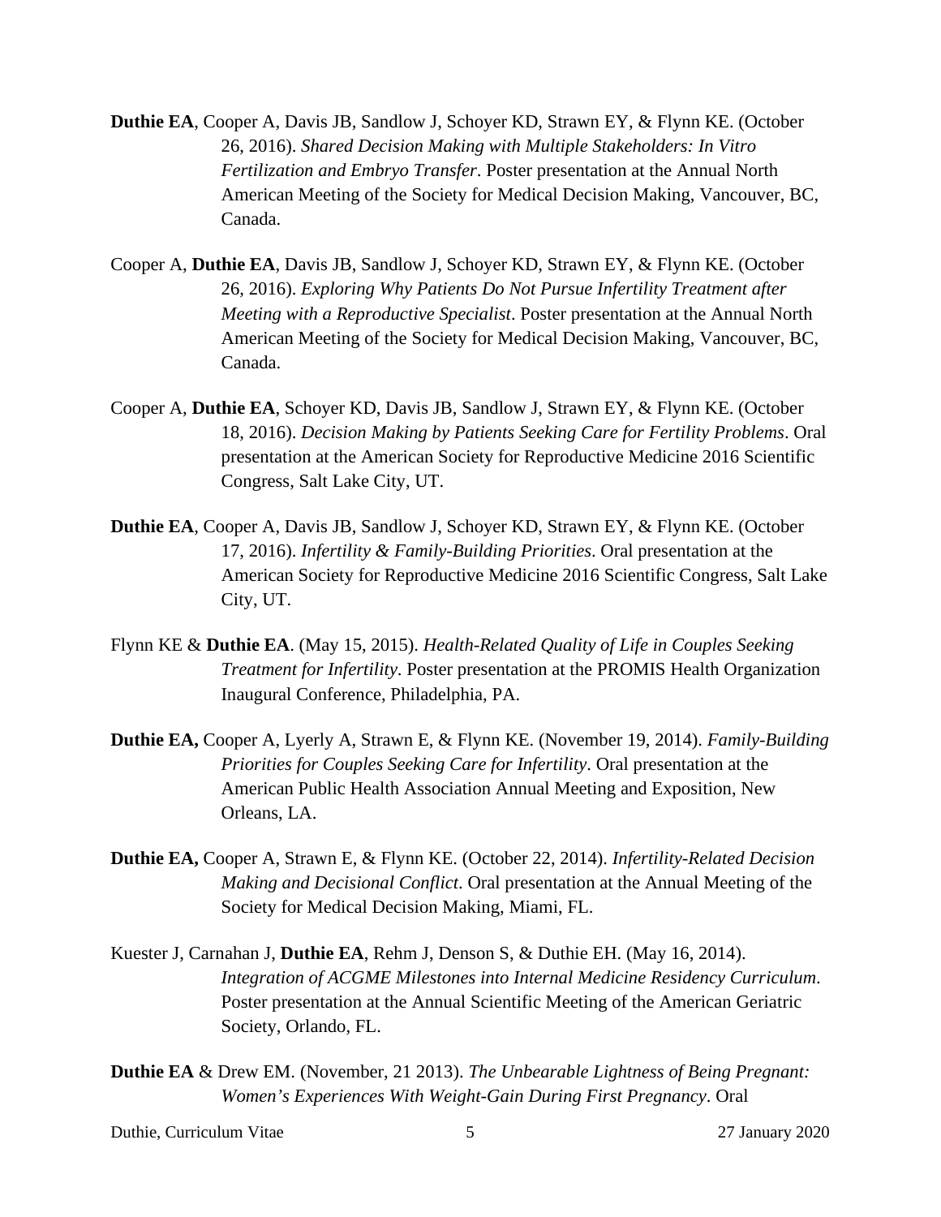**Duthie EA**, Cooper A, Davis JB, Sandlow J, Schoyer KD, Strawn EY, & Flynn KE. (October 26, 2016). *Shared Decision Making with Multiple Stakeholders: In Vitro Fertilization and Embryo Transfer*. Poster presentation at the Annual North American Meeting of the Society for Medical Decision Making, Vancouver, BC, Canada.

Cooper A, **Duthie EA**, Davis JB, Sandlow J, Schoyer KD, Strawn EY, & Flynn KE. (October 26, 2016). *Exploring Why Patients Do Not Pursue Infertility Treatment after Meeting with a Reproductive Specialist*. Poster presentation at the Annual North American Meeting of the Society for Medical Decision Making, Vancouver, BC, Canada.

Cooper A, **Duthie EA**, Schoyer KD, Davis JB, Sandlow J, Strawn EY, & Flynn KE. (October 18, 2016). *Decision Making by Patients Seeking Care for Fertility Problems*. Oral presentation at the American Society for Reproductive Medicine 2016 Scientific Congress, Salt Lake City, UT.

**Duthie EA**, Cooper A, Davis JB, Sandlow J, Schoyer KD, Strawn EY, & Flynn KE. (October 17, 2016). *Infertility & Family-Building Priorities*. Oral presentation at the American Society for Reproductive Medicine 2016 Scientific Congress, Salt Lake City, UT.

Flynn KE & **Duthie EA**. (May 15, 2015). *Health-Related Quality of Life in Couples Seeking Treatment for Infertility*. Poster presentation at the PROMIS Health Organization Inaugural Conference, Philadelphia, PA.

**Duthie EA,** Cooper A, Lyerly A, Strawn E, & Flynn KE. (November 19, 2014). *Family-Building Priorities for Couples Seeking Care for Infertility*. Oral presentation at the American Public Health Association Annual Meeting and Exposition, New Orleans, LA.

**Duthie EA,** Cooper A, Strawn E, & Flynn KE. (October 22, 2014). *Infertility-Related Decision Making and Decisional Conflict*. Oral presentation at the Annual Meeting of the Society for Medical Decision Making, Miami, FL.

Kuester J, Carnahan J, **Duthie EA**, Rehm J, Denson S, & Duthie EH. (May 16, 2014). *Integration of ACGME Milestones into Internal Medicine Residency Curriculum*. Poster presentation at the Annual Scientific Meeting of the American Geriatric Society, Orlando, FL.

**Duthie EA** & Drew EM. (November, 21 2013). *The Unbearable Lightness of Being Pregnant: Women's Experiences With Weight-Gain During First Pregnancy*. Oral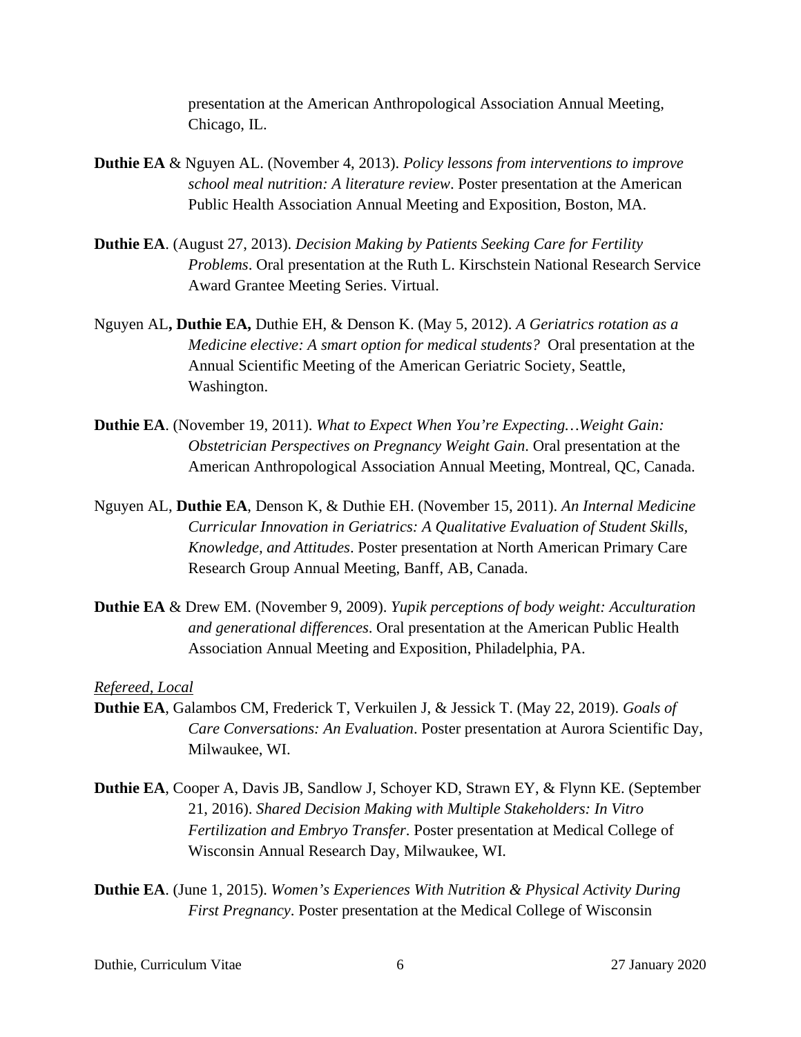presentation at the American Anthropological Association Annual Meeting, Chicago, IL.

**Duthie EA** & Nguyen AL. (November 4, 2013). *Policy lessons from interventions to improve school meal nutrition: A literature review*. Poster presentation at the American Public Health Association Annual Meeting and Exposition, Boston, MA.

**Duthie EA**. (August 27, 2013). *Decision Making by Patients Seeking Care for Fertility Problems*. Oral presentation at the Ruth L. Kirschstein National Research Service Award Grantee Meeting Series. Virtual.

Nguyen AL**, Duthie EA,** Duthie EH, & Denson K. (May 5, 2012). *A Geriatrics rotation as a Medicine elective: A smart option for medical students?* Oral presentation at the Annual Scientific Meeting of the American Geriatric Society, Seattle, Washington.

**Duthie EA**. (November 19, 2011). *What to Expect When You're Expecting…Weight Gain: Obstetrician Perspectives on Pregnancy Weight Gain*. Oral presentation at the American Anthropological Association Annual Meeting, Montreal, QC, Canada.

Nguyen AL, **Duthie EA**, Denson K, & Duthie EH. (November 15, 2011). *An Internal Medicine Curricular Innovation in Geriatrics: A Qualitative Evaluation of Student Skills, Knowledge, and Attitudes*. Poster presentation at North American Primary Care Research Group Annual Meeting, Banff, AB, Canada.

**Duthie EA** & Drew EM. (November 9, 2009). *Yupik perceptions of body weight: Acculturation and generational differences*. Oral presentation at the American Public Health Association Annual Meeting and Exposition, Philadelphia, PA.

*Refereed, Local*

**Duthie EA**, Galambos CM, Frederick T, Verkuilen J, & Jessick T. (May 22, 2019). *Goals of Care Conversations: An Evaluation*. Poster presentation at Aurora Scientific Day, Milwaukee, WI.

**Duthie EA**, Cooper A, Davis JB, Sandlow J, Schoyer KD, Strawn EY, & Flynn KE. (September 21, 2016). *Shared Decision Making with Multiple Stakeholders: In Vitro Fertilization and Embryo Transfer*. Poster presentation at Medical College of Wisconsin Annual Research Day, Milwaukee, WI.

**Duthie EA**. (June 1, 2015). *Women's Experiences With Nutrition & Physical Activity During First Pregnancy*. Poster presentation at the Medical College of Wisconsin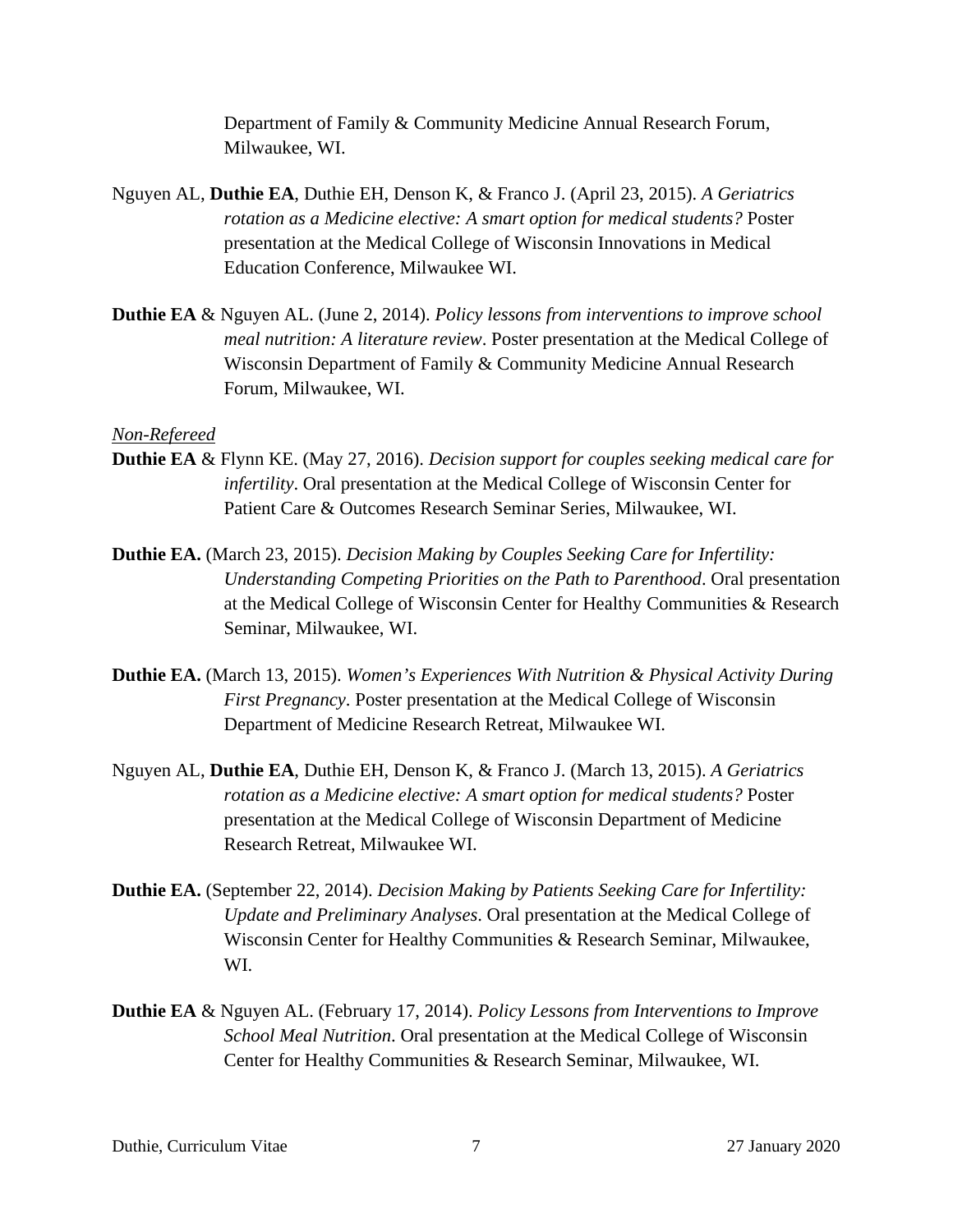Department of Family & Community Medicine Annual Research Forum, Milwaukee, WI.

Nguyen AL, **Duthie EA**, Duthie EH, Denson K, & Franco J. (April 23, 2015). *A Geriatrics rotation as a Medicine elective: A smart option for medical students?* Poster presentation at the Medical College of Wisconsin Innovations in Medical Education Conference, Milwaukee WI.

**Duthie EA** & Nguyen AL. (June 2, 2014). *Policy lessons from interventions to improve school meal nutrition: A literature review*. Poster presentation at the Medical College of Wisconsin Department of Family & Community Medicine Annual Research Forum, Milwaukee, WI.

*Non-Refereed*

**Duthie EA** & Flynn KE. (May 27, 2016). *Decision support for couples seeking medical care for infertility*. Oral presentation at the Medical College of Wisconsin Center for Patient Care & Outcomes Research Seminar Series, Milwaukee, WI.

**Duthie EA.** (March 23, 2015). *Decision Making by Couples Seeking Care for Infertility: Understanding Competing Priorities on the Path to Parenthood*. Oral presentation at the Medical College of Wisconsin Center for Healthy Communities & Research Seminar, Milwaukee, WI.

**Duthie EA.** (March 13, 2015). *Women's Experiences With Nutrition & Physical Activity During First Pregnancy*. Poster presentation at the Medical College of Wisconsin Department of Medicine Research Retreat, Milwaukee WI.

Nguyen AL, **Duthie EA**, Duthie EH, Denson K, & Franco J. (March 13, 2015). *A Geriatrics rotation as a Medicine elective: A smart option for medical students?* Poster presentation at the Medical College of Wisconsin Department of Medicine Research Retreat, Milwaukee WI.

**Duthie EA.** (September 22, 2014). *Decision Making by Patients Seeking Care for Infertility: Update and Preliminary Analyses*. Oral presentation at the Medical College of Wisconsin Center for Healthy Communities & Research Seminar, Milwaukee, WI.

**Duthie EA** & Nguyen AL. (February 17, 2014). *Policy Lessons from Interventions to Improve School Meal Nutrition*. Oral presentation at the Medical College of Wisconsin Center for Healthy Communities & Research Seminar, Milwaukee, WI.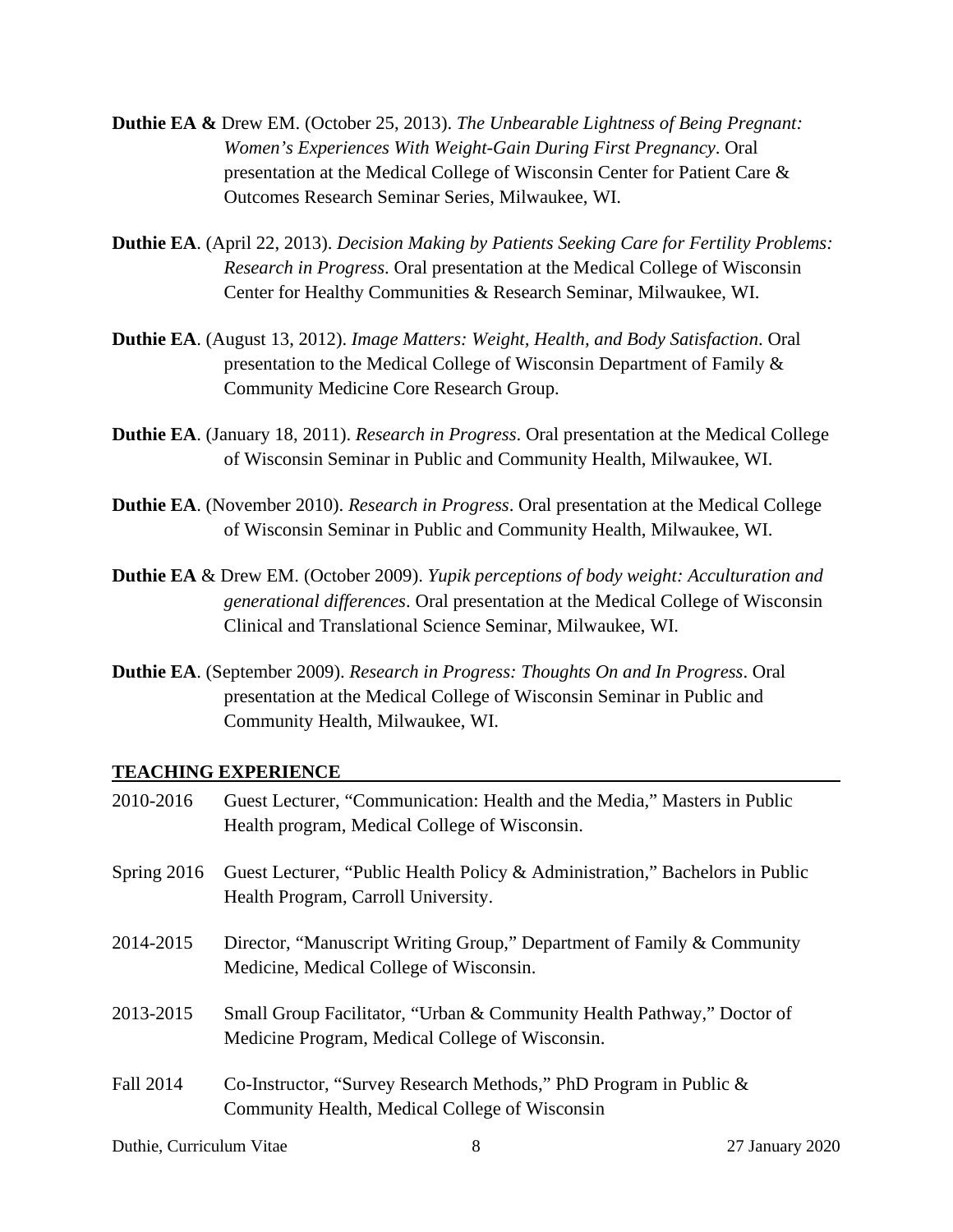**Duthie EA &** Drew EM. (October 25, 2013). *The Unbearable Lightness of Being Pregnant: Women's Experiences With Weight-Gain During First Pregnancy*. Oral presentation at the Medical College of Wisconsin Center for Patient Care & Outcomes Research Seminar Series, Milwaukee, WI.

**Duthie EA**. (April 22, 2013). *Decision Making by Patients Seeking Care for Fertility Problems: Research in Progress*. Oral presentation at the Medical College of Wisconsin Center for Healthy Communities & Research Seminar, Milwaukee, WI.

**Duthie EA**. (August 13, 2012). *Image Matters: Weight, Health, and Body Satisfaction*. Oral presentation to the Medical College of Wisconsin Department of Family & Community Medicine Core Research Group.

**Duthie EA**. (January 18, 2011). *Research in Progress*. Oral presentation at the Medical College of Wisconsin Seminar in Public and Community Health, Milwaukee, WI.

**Duthie EA**. (November 2010). *Research in Progress*. Oral presentation at the Medical College of Wisconsin Seminar in Public and Community Health, Milwaukee, WI.

**Duthie EA** & Drew EM. (October 2009). *Yupik perceptions of body weight: Acculturation and generational differences*. Oral presentation at the Medical College of Wisconsin Clinical and Translational Science Seminar, Milwaukee, WI.

**Duthie EA**. (September 2009). *Research in Progress: Thoughts On and In Progress*. Oral presentation at the Medical College of Wisconsin Seminar in Public and Community Health, Milwaukee, WI.

## TEACHING EXPERIENCE

2010-2016 Guest Lecturer, "Communication: Health and the Media," Masters in Public Health program, Medical College of Wisconsin.

Spring 2016 Guest Lecturer, "Public Health Policy & Administration," Bachelors in Public Health Program, Carroll University.

2014-2015 Director, "Manuscript Writing Group," Department of Family & Community Medicine, Medical College of Wisconsin.

2013-2015 Small Group Facilitator, "Urban & Community Health Pathway," Doctor of Medicine Program, Medical College of Wisconsin.

Fall 2014 Co-Instructor, "Survey Research Methods," PhD Program in Public & Community Health, Medical College of Wisconsin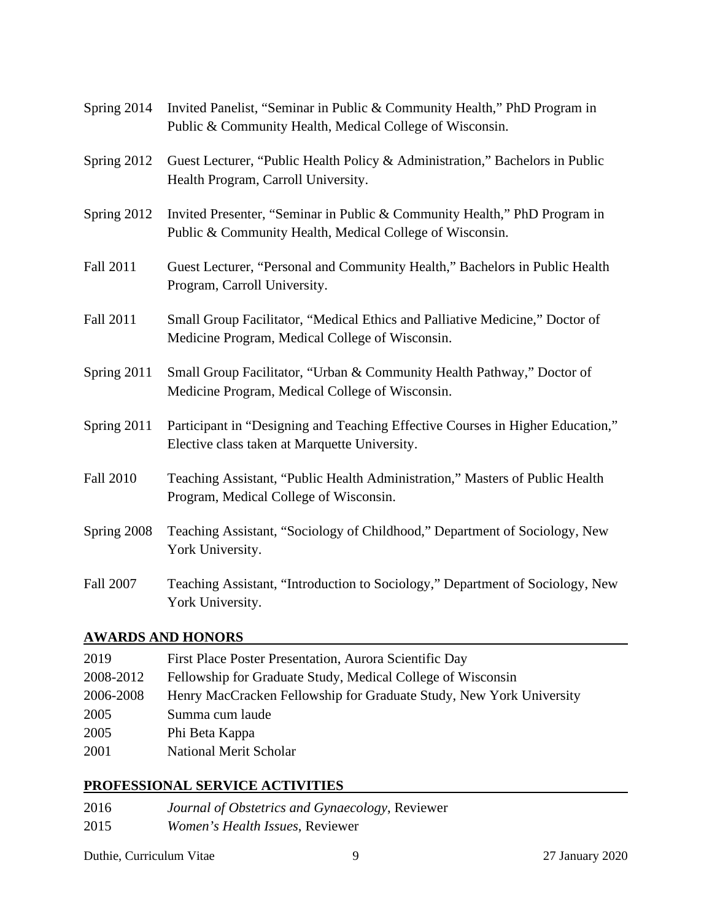Spring 2014 Invited Panelist, "Seminar in Public & Community Health," PhD Program in Public & Community Health, Medical College of Wisconsin.

Spring 2012 Guest Lecturer, "Public Health Policy & Administration," Bachelors in Public Health Program, Carroll University.

Spring 2012 Invited Presenter, "Seminar in Public & Community Health," PhD Program in Public & Community Health, Medical College of Wisconsin.

Fall 2011 Guest Lecturer, "Personal and Community Health," Bachelors in Public Health Program, Carroll University.

Fall 2011 Small Group Facilitator, "Medical Ethics and Palliative Medicine," Doctor of Medicine Program, Medical College of Wisconsin.

Spring 2011 Small Group Facilitator, "Urban & Community Health Pathway," Doctor of Medicine Program, Medical College of Wisconsin.

Spring 2011 Participant in "Designing and Teaching Effective Courses in Higher Education," Elective class taken at Marquette University.

Fall 2010 Teaching Assistant, "Public Health Administration," Masters of Public Health Program, Medical College of Wisconsin.

Spring 2008 Teaching Assistant, "Sociology of Childhood," Department of Sociology, New York University.

Fall 2007 Teaching Assistant, "Introduction to Sociology," Department of Sociology, New York University.

## AWARDS AND HONORS

2019 First Place Poster Presentation, Aurora Scientific Day
2008-2012 Fellowship for Graduate Study, Medical College of Wisconsin
2006-2008 Henry MacCracken Fellowship for Graduate Study, New York University
2005 Summa cum laude
2005 Phi Beta Kappa
2001 National Merit Scholar

## PROFESSIONAL SERVICE ACTIVITIES

2016 *Journal of Obstetrics and Gynaecology*, Reviewer
2015 *Women's Health Issues*, Reviewer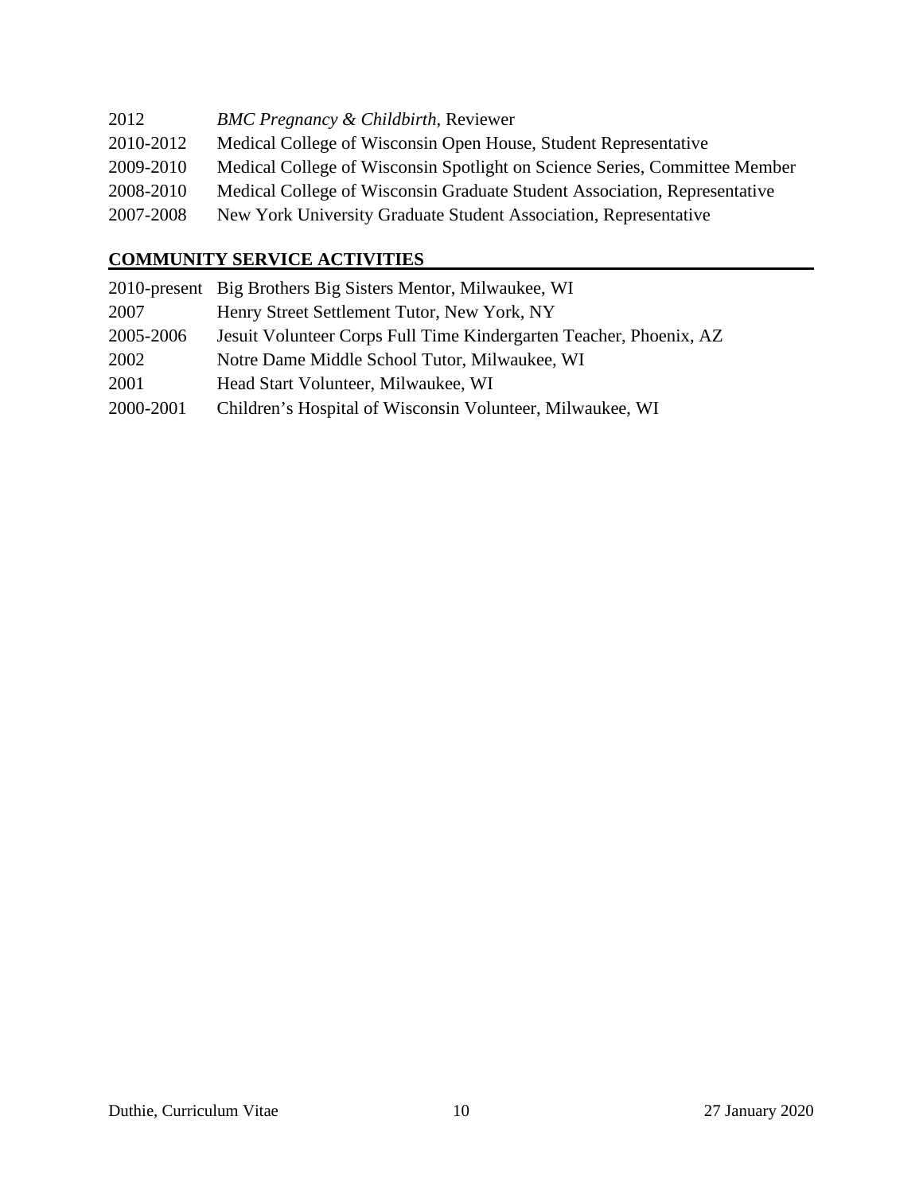| | |
|---|---|
| 2012 | *BMC Pregnancy & Childbirth*, Reviewer |
| 2010-2012 | Medical College of Wisconsin Open House, Student Representative |
| 2009-2010 | Medical College of Wisconsin Spotlight on Science Series, Committee Member |
| 2008-2010 | Medical College of Wisconsin Graduate Student Association, Representative |
| 2007-2008 | New York University Graduate Student Association, Representative |

## COMMUNITY SERVICE ACTIVITIES

| | |
|---|---|
| 2010-present | Big Brothers Big Sisters Mentor, Milwaukee, WI |
| 2007 | Henry Street Settlement Tutor, New York, NY |
| 2005-2006 | Jesuit Volunteer Corps Full Time Kindergarten Teacher, Phoenix, AZ |
| 2002 | Notre Dame Middle School Tutor, Milwaukee, WI |
| 2001 | Head Start Volunteer, Milwaukee, WI |
| 2000-2001 | Children's Hospital of Wisconsin Volunteer, Milwaukee, WI |